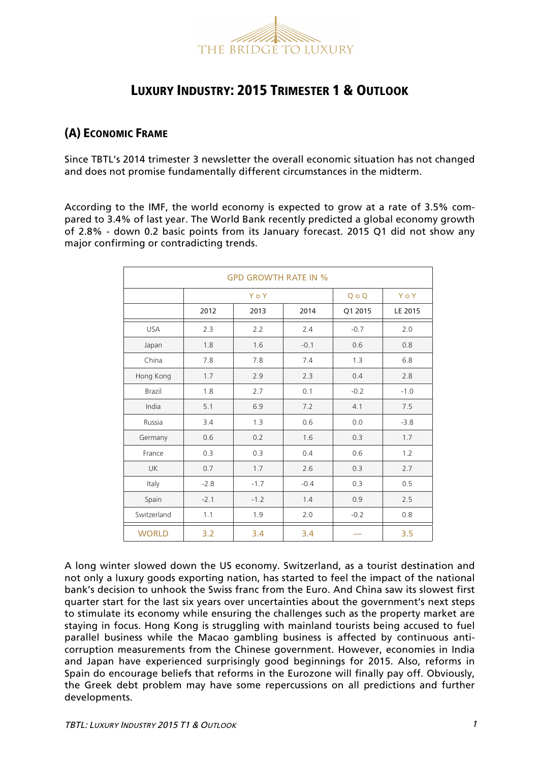# LUXURY INDUSTRY: 2015 TRIMESTER 1 & OUTLOOK

## (A) ECONOMIC FRAME

Since TBTL's 2014 trimester 3 newsletter the overall economic situation has not changed and does not promise fundamentally different circumstances in the midterm.

According to the IMF, the world economy is expected to grow at a rate of 3.5% compared to 3.4% of last year. The World Bank recently predicted a global economy growth of 2.8% - down 0.2 basic points from its January forecast. 2015 Q1 did not show any major confirming or contradicting trends.

| GPD GROWTH RATE IN % | | | | | |
|---|---|---|---|---|---|
| | YoY | | | QoQ | YoY |
| | 2012 | 2013 | 2014 | Q1 2015 | LE 2015 |
| USA | 2.3 | 2.2 | 2.4 | -0.7 | 2.0 |
| Japan | 1.8 | 1.6 | -0.1 | 0.6 | 0.8 |
| China | 7.8 | 7.8 | 7.4 | 1.3 | 6.8 |
| Hong Kong | 1.7 | 2.9 | 2.3 | 0.4 | 2.8 |
| Brazil | 1.8 | 2.7 | 0.1 | -0.2 | -1.0 |
| India | 5.1 | 6.9 | 7.2 | 4.1 | 7.5 |
| Russia | 3.4 | 1.3 | 0.6 | 0.0 | -3.8 |
| Germany | 0.6 | 0.2 | 1.6 | 0.3 | 1.7 |
| France | 0.3 | 0.3 | 0.4 | 0.6 | 1.2 |
| UK | 0.7 | 1.7 | 2.6 | 0.3 | 2.7 |
| Italy | -2.8 | -1.7 | -0.4 | 0.3 | 0.5 |
| Spain | -2.1 | -1.2 | 1.4 | 0.9 | 2.5 |
| Switzerland | 1.1 | 1.9 | 2.0 | -0.2 | 0.8 |
| WORLD | 3.2 | 3.4 | 3.4 | — | 3.5 |

A long winter slowed down the US economy. Switzerland, as a tourist destination and not only a luxury goods exporting nation, has started to feel the impact of the national bank's decision to unhook the Swiss franc from the Euro. And China saw its slowest first quarter start for the last six years over uncertainties about the government's next steps to stimulate its economy while ensuring the challenges such as the property market are staying in focus. Hong Kong is struggling with mainland tourists being accused to fuel parallel business while the Macao gambling business is affected by continuous anti-corruption measurements from the Chinese government. However, economies in India and Japan have experienced surprisingly good beginnings for 2015. Also, reforms in Spain do encourage beliefs that reforms in the Eurozone will finally pay off. Obviously, the Greek debt problem may have some repercussions on all predictions and further developments.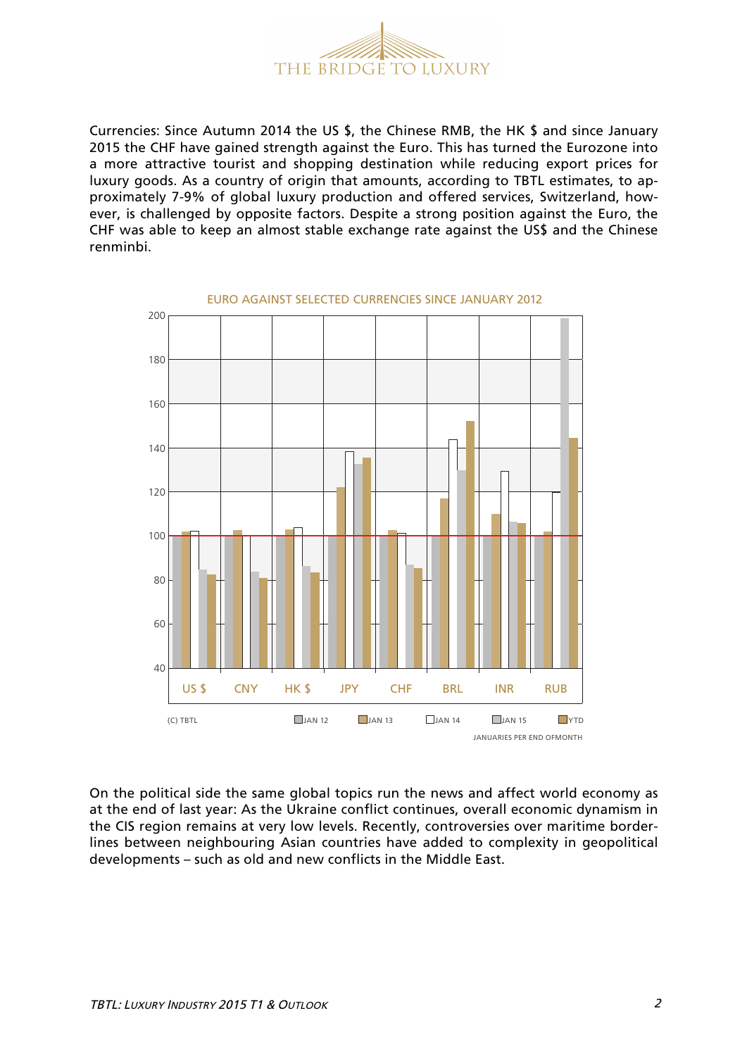Currencies: Since Autumn 2014 the US $, the Chinese RMB, the HK $ and since January 2015 the CHF have gained strength against the Euro. This has turned the Eurozone into a more attractive tourist and shopping destination while reducing export prices for luxury goods. As a country of origin that amounts, according to TBTL estimates, to approximately 7-9% of global luxury production and offered services, Switzerland, however, is challenged by opposite factors. Despite a strong position against the Euro, the CHF was able to keep an almost stable exchange rate against the US$ and the Chinese renminbi.

EURO AGAINST SELECTED CURRENCIES SINCE JANUARY 2012

(C) TBTL — JAN 12, JAN 13, JAN 14, JAN 15, YTD

JANUARIES PER END OFMONTH

On the political side the same global topics run the news and affect world economy as at the end of last year: As the Ukraine conflict continues, overall economic dynamism in the CIS region remains at very low levels. Recently, controversies over maritime borderlines between neighbouring Asian countries have added to complexity in geopolitical developments – such as old and new conflicts in the Middle East.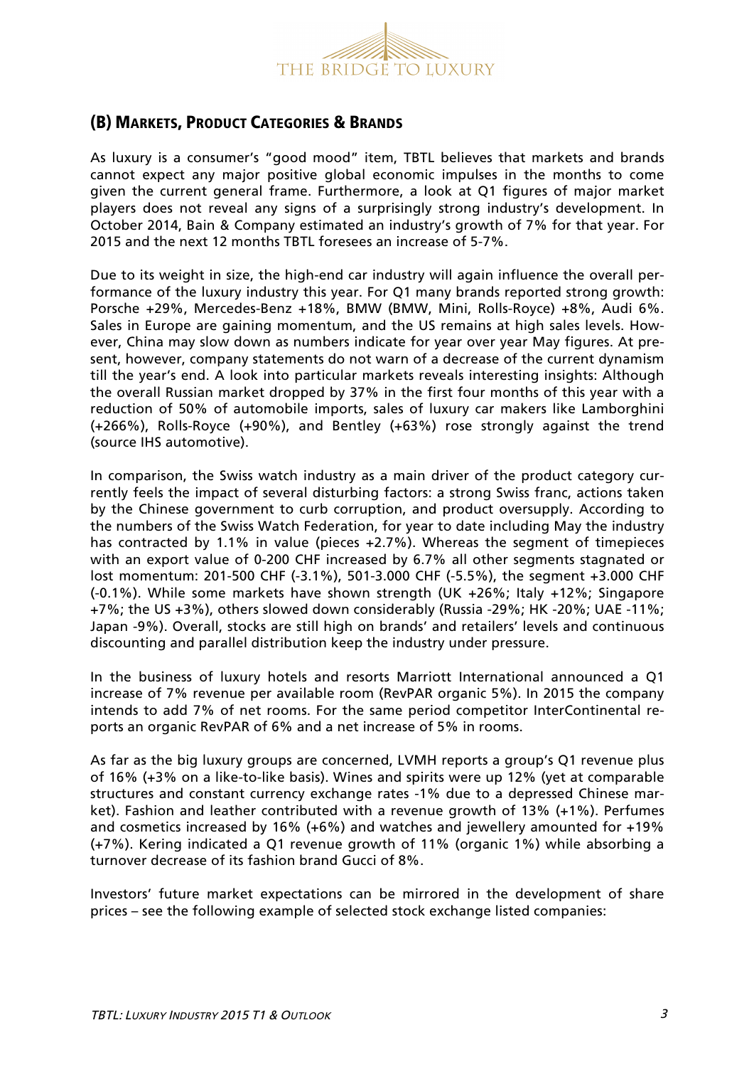## (B) Markets, Product Categories & Brands

As luxury is a consumer's "good mood" item, TBTL believes that markets and brands cannot expect any major positive global economic impulses in the months to come given the current general frame. Furthermore, a look at Q1 figures of major market players does not reveal any signs of a surprisingly strong industry's development. In October 2014, Bain & Company estimated an industry's growth of 7% for that year. For 2015 and the next 12 months TBTL foresees an increase of 5-7%.

Due to its weight in size, the high-end car industry will again influence the overall performance of the luxury industry this year. For Q1 many brands reported strong growth: Porsche +29%, Mercedes-Benz +18%, BMW (BMW, Mini, Rolls-Royce) +8%, Audi 6%. Sales in Europe are gaining momentum, and the US remains at high sales levels. However, China may slow down as numbers indicate for year over year May figures. At present, however, company statements do not warn of a decrease of the current dynamism till the year's end. A look into particular markets reveals interesting insights: Although the overall Russian market dropped by 37% in the first four months of this year with a reduction of 50% of automobile imports, sales of luxury car makers like Lamborghini (+266%), Rolls-Royce (+90%), and Bentley (+63%) rose strongly against the trend (source IHS automotive).

In comparison, the Swiss watch industry as a main driver of the product category currently feels the impact of several disturbing factors: a strong Swiss franc, actions taken by the Chinese government to curb corruption, and product oversupply. According to the numbers of the Swiss Watch Federation, for year to date including May the industry has contracted by 1.1% in value (pieces +2.7%). Whereas the segment of timepieces with an export value of 0-200 CHF increased by 6.7% all other segments stagnated or lost momentum: 201-500 CHF (-3.1%), 501-3.000 CHF (-5.5%), the segment +3.000 CHF (-0.1%). While some markets have shown strength (UK +26%; Italy +12%; Singapore +7%; the US +3%), others slowed down considerably (Russia -29%; HK -20%; UAE -11%; Japan -9%). Overall, stocks are still high on brands' and retailers' levels and continuous discounting and parallel distribution keep the industry under pressure.

In the business of luxury hotels and resorts Marriott International announced a Q1 increase of 7% revenue per available room (RevPAR organic 5%). In 2015 the company intends to add 7% of net rooms. For the same period competitor InterContinental reports an organic RevPAR of 6% and a net increase of 5% in rooms.

As far as the big luxury groups are concerned, LVMH reports a group's Q1 revenue plus of 16% (+3% on a like-to-like basis). Wines and spirits were up 12% (yet at comparable structures and constant currency exchange rates -1% due to a depressed Chinese market). Fashion and leather contributed with a revenue growth of 13% (+1%). Perfumes and cosmetics increased by 16% (+6%) and watches and jewellery amounted for +19% (+7%). Kering indicated a Q1 revenue growth of 11% (organic 1%) while absorbing a turnover decrease of its fashion brand Gucci of 8%.

Investors' future market expectations can be mirrored in the development of share prices – see the following example of selected stock exchange listed companies: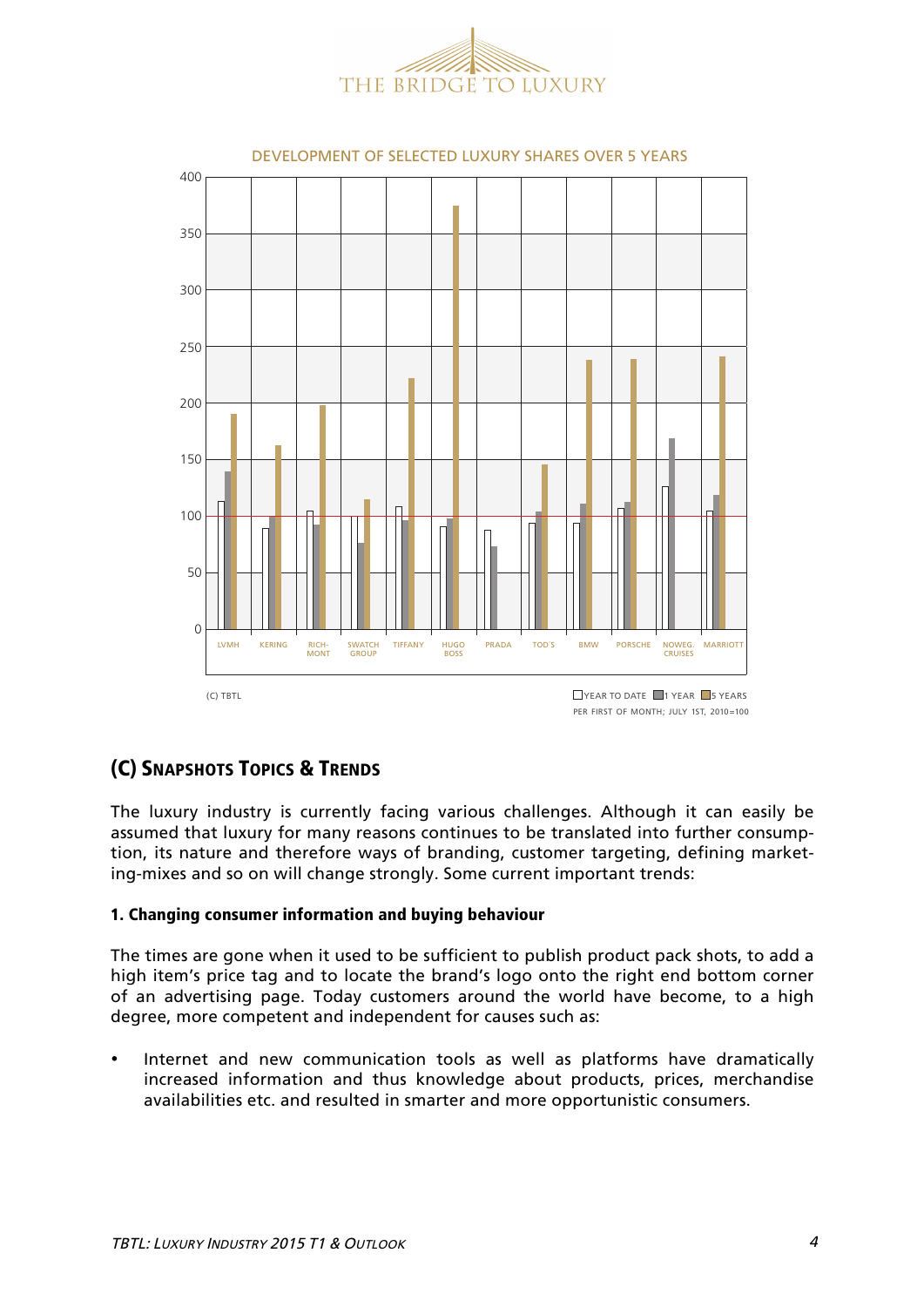DEVELOPMENT OF SELECTED LUXURY SHARES OVER 5 YEARS

(C) TBTL

YEAR TO DATE / 1 YEAR / 5 YEARS

PER FIRST OF MONTH; JULY 1ST, 2010=100

## (C) Snapshots Topics & Trends

The luxury industry is currently facing various challenges. Although it can easily be assumed that luxury for many reasons continues to be translated into further consumption, its nature and therefore ways of branding, customer targeting, defining marketing-mixes and so on will change strongly. Some current important trends:

### 1. Changing consumer information and buying behaviour

The times are gone when it used to be sufficient to publish product pack shots, to add a high item's price tag and to locate the brand's logo onto the right end bottom corner of an advertising page. Today customers around the world have become, to a high degree, more competent and independent for causes such as:

- Internet and new communication tools as well as platforms have dramatically increased information and thus knowledge about products, prices, merchandise availabilities etc. and resulted in smarter and more opportunistic consumers.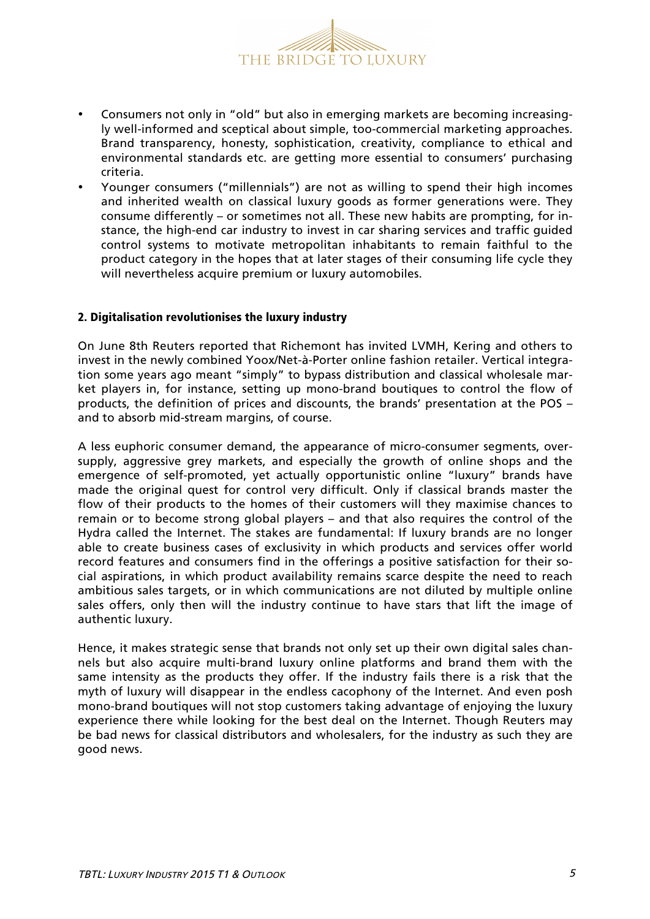- Consumers not only in "old" but also in emerging markets are becoming increasingly well-informed and sceptical about simple, too-commercial marketing approaches. Brand transparency, honesty, sophistication, creativity, compliance to ethical and environmental standards etc. are getting more essential to consumers' purchasing criteria.
- Younger consumers ("millennials") are not as willing to spend their high incomes and inherited wealth on classical luxury goods as former generations were. They consume differently – or sometimes not all. These new habits are prompting, for instance, the high-end car industry to invest in car sharing services and traffic guided control systems to motivate metropolitan inhabitants to remain faithful to the product category in the hopes that at later stages of their consuming life cycle they will nevertheless acquire premium or luxury automobiles.

## 2. Digitalisation revolutionises the luxury industry

On June 8th Reuters reported that Richemont has invited LVMH, Kering and others to invest in the newly combined Yoox/Net-à-Porter online fashion retailer. Vertical integration some years ago meant "simply" to bypass distribution and classical wholesale market players in, for instance, setting up mono-brand boutiques to control the flow of products, the definition of prices and discounts, the brands' presentation at the POS – and to absorb mid-stream margins, of course.

A less euphoric consumer demand, the appearance of micro-consumer segments, oversupply, aggressive grey markets, and especially the growth of online shops and the emergence of self-promoted, yet actually opportunistic online "luxury" brands have made the original quest for control very difficult. Only if classical brands master the flow of their products to the homes of their customers will they maximise chances to remain or to become strong global players – and that also requires the control of the Hydra called the Internet. The stakes are fundamental: If luxury brands are no longer able to create business cases of exclusivity in which products and services offer world record features and consumers find in the offerings a positive satisfaction for their social aspirations, in which product availability remains scarce despite the need to reach ambitious sales targets, or in which communications are not diluted by multiple online sales offers, only then will the industry continue to have stars that lift the image of authentic luxury.

Hence, it makes strategic sense that brands not only set up their own digital sales channels but also acquire multi-brand luxury online platforms and brand them with the same intensity as the products they offer. If the industry fails there is a risk that the myth of luxury will disappear in the endless cacophony of the Internet. And even posh mono-brand boutiques will not stop customers taking advantage of enjoying the luxury experience there while looking for the best deal on the Internet. Though Reuters may be bad news for classical distributors and wholesalers, for the industry as such they are good news.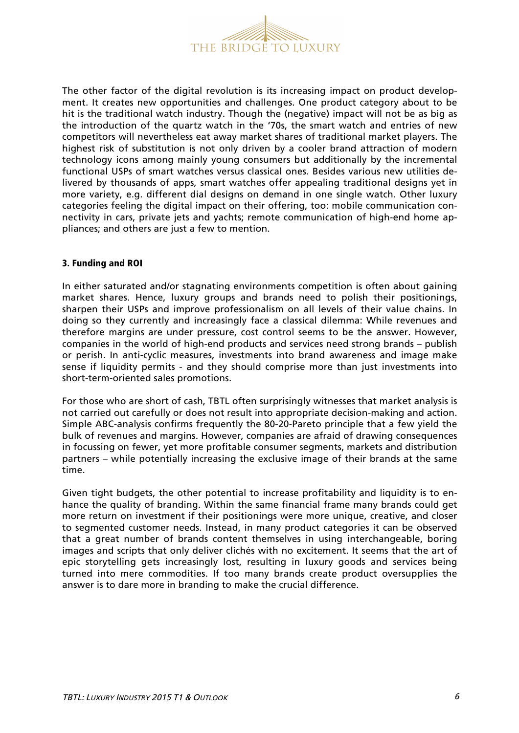The other factor of the digital revolution is its increasing impact on product development. It creates new opportunities and challenges. One product category about to be hit is the traditional watch industry. Though the (negative) impact will not be as big as the introduction of the quartz watch in the '70s, the smart watch and entries of new competitors will nevertheless eat away market shares of traditional market players. The highest risk of substitution is not only driven by a cooler brand attraction of modern technology icons among mainly young consumers but additionally by the incremental functional USPs of smart watches versus classical ones. Besides various new utilities delivered by thousands of apps, smart watches offer appealing traditional designs yet in more variety, e.g. different dial designs on demand in one single watch. Other luxury categories feeling the digital impact on their offering, too: mobile communication connectivity in cars, private jets and yachts; remote communication of high-end home appliances; and others are just a few to mention.

### 3. Funding and ROI

In either saturated and/or stagnating environments competition is often about gaining market shares. Hence, luxury groups and brands need to polish their positionings, sharpen their USPs and improve professionalism on all levels of their value chains. In doing so they currently and increasingly face a classical dilemma: While revenues and therefore margins are under pressure, cost control seems to be the answer. However, companies in the world of high-end products and services need strong brands – publish or perish. In anti-cyclic measures, investments into brand awareness and image make sense if liquidity permits - and they should comprise more than just investments into short-term-oriented sales promotions.

For those who are short of cash, TBTL often surprisingly witnesses that market analysis is not carried out carefully or does not result into appropriate decision-making and action. Simple ABC-analysis confirms frequently the 80-20-Pareto principle that a few yield the bulk of revenues and margins. However, companies are afraid of drawing consequences in focussing on fewer, yet more profitable consumer segments, markets and distribution partners – while potentially increasing the exclusive image of their brands at the same time.

Given tight budgets, the other potential to increase profitability and liquidity is to enhance the quality of branding. Within the same financial frame many brands could get more return on investment if their positionings were more unique, creative, and closer to segmented customer needs. Instead, in many product categories it can be observed that a great number of brands content themselves in using interchangeable, boring images and scripts that only deliver clichés with no excitement. It seems that the art of epic storytelling gets increasingly lost, resulting in luxury goods and services being turned into mere commodities. If too many brands create product oversupplies the answer is to dare more in branding to make the crucial difference.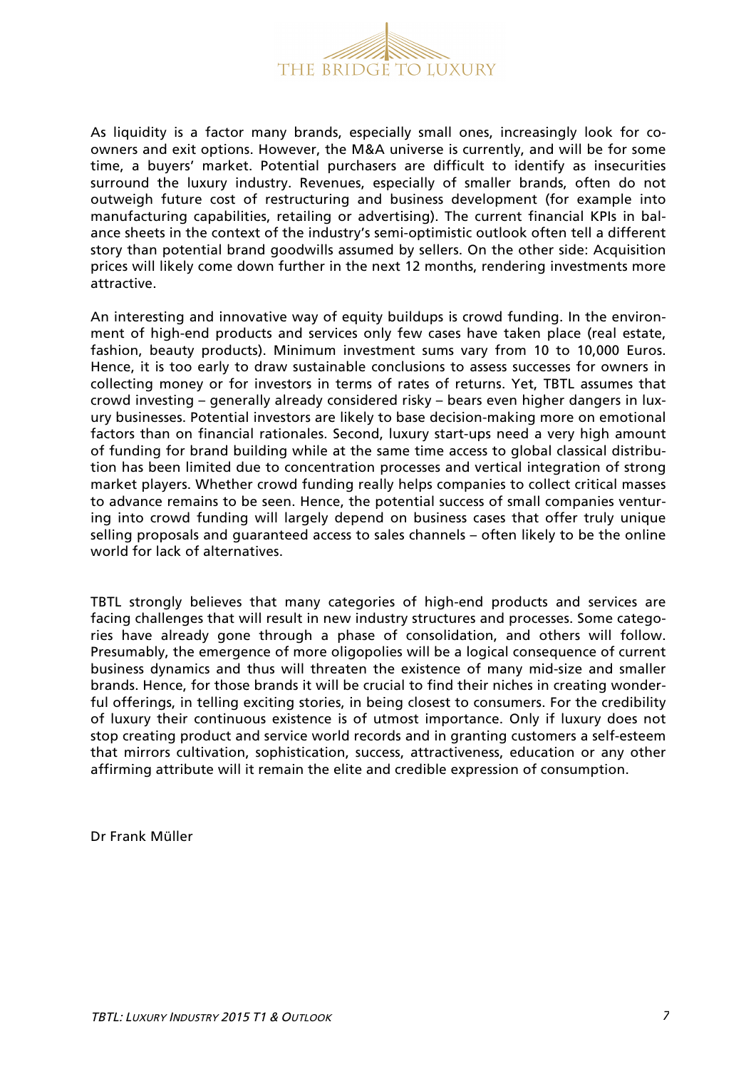As liquidity is a factor many brands, especially small ones, increasingly look for co-owners and exit options. However, the M&A universe is currently, and will be for some time, a buyers' market. Potential purchasers are difficult to identify as insecurities surround the luxury industry. Revenues, especially of smaller brands, often do not outweigh future cost of restructuring and business development (for example into manufacturing capabilities, retailing or advertising). The current financial KPIs in balance sheets in the context of the industry's semi-optimistic outlook often tell a different story than potential brand goodwills assumed by sellers. On the other side: Acquisition prices will likely come down further in the next 12 months, rendering investments more attractive.

An interesting and innovative way of equity buildups is crowd funding. In the environment of high-end products and services only few cases have taken place (real estate, fashion, beauty products). Minimum investment sums vary from 10 to 10,000 Euros. Hence, it is too early to draw sustainable conclusions to assess successes for owners in collecting money or for investors in terms of rates of returns. Yet, TBTL assumes that crowd investing – generally already considered risky – bears even higher dangers in luxury businesses. Potential investors are likely to base decision-making more on emotional factors than on financial rationales. Second, luxury start-ups need a very high amount of funding for brand building while at the same time access to global classical distribution has been limited due to concentration processes and vertical integration of strong market players. Whether crowd funding really helps companies to collect critical masses to advance remains to be seen. Hence, the potential success of small companies venturing into crowd funding will largely depend on business cases that offer truly unique selling proposals and guaranteed access to sales channels – often likely to be the online world for lack of alternatives.

TBTL strongly believes that many categories of high-end products and services are facing challenges that will result in new industry structures and processes. Some categories have already gone through a phase of consolidation, and others will follow. Presumably, the emergence of more oligopolies will be a logical consequence of current business dynamics and thus will threaten the existence of many mid-size and smaller brands. Hence, for those brands it will be crucial to find their niches in creating wonderful offerings, in telling exciting stories, in being closest to consumers. For the credibility of luxury their continuous existence is of utmost importance. Only if luxury does not stop creating product and service world records and in granting customers a self-esteem that mirrors cultivation, sophistication, success, attractiveness, education or any other affirming attribute will it remain the elite and credible expression of consumption.

Dr Frank Müller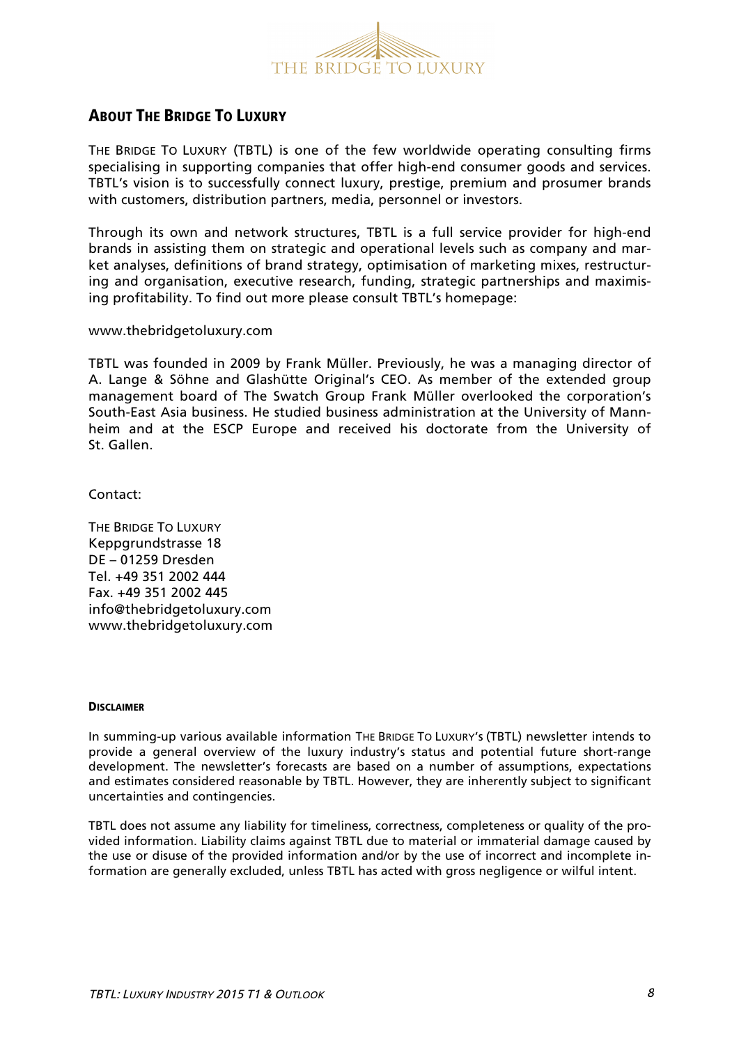## About The Bridge To Luxury

The Bridge To Luxury (TBTL) is one of the few worldwide operating consulting firms specialising in supporting companies that offer high-end consumer goods and services. TBTL's vision is to successfully connect luxury, prestige, premium and prosumer brands with customers, distribution partners, media, personnel or investors.

Through its own and network structures, TBTL is a full service provider for high-end brands in assisting them on strategic and operational levels such as company and market analyses, definitions of brand strategy, optimisation of marketing mixes, restructuring and organisation, executive research, funding, strategic partnerships and maximising profitability. To find out more please consult TBTL's homepage:

www.thebridgetoluxury.com

TBTL was founded in 2009 by Frank Müller. Previously, he was a managing director of A. Lange & Söhne and Glashütte Original's CEO. As member of the extended group management board of The Swatch Group Frank Müller overlooked the corporation's South-East Asia business. He studied business administration at the University of Mannheim and at the ESCP Europe and received his doctorate from the University of St. Gallen.

Contact:

The Bridge To Luxury
Keppgrundstrasse 18
DE – 01259 Dresden
Tel. +49 351 2002 444
Fax. +49 351 2002 445
info@thebridgetoluxury.com
www.thebridgetoluxury.com

#### Disclaimer

In summing-up various available information The Bridge To Luxury's (TBTL) newsletter intends to provide a general overview of the luxury industry's status and potential future short-range development. The newsletter's forecasts are based on a number of assumptions, expectations and estimates considered reasonable by TBTL. However, they are inherently subject to significant uncertainties and contingencies.

TBTL does not assume any liability for timeliness, correctness, completeness or quality of the provided information. Liability claims against TBTL due to material or immaterial damage caused by the use or disuse of the provided information and/or by the use of incorrect and incomplete information are generally excluded, unless TBTL has acted with gross negligence or wilful intent.